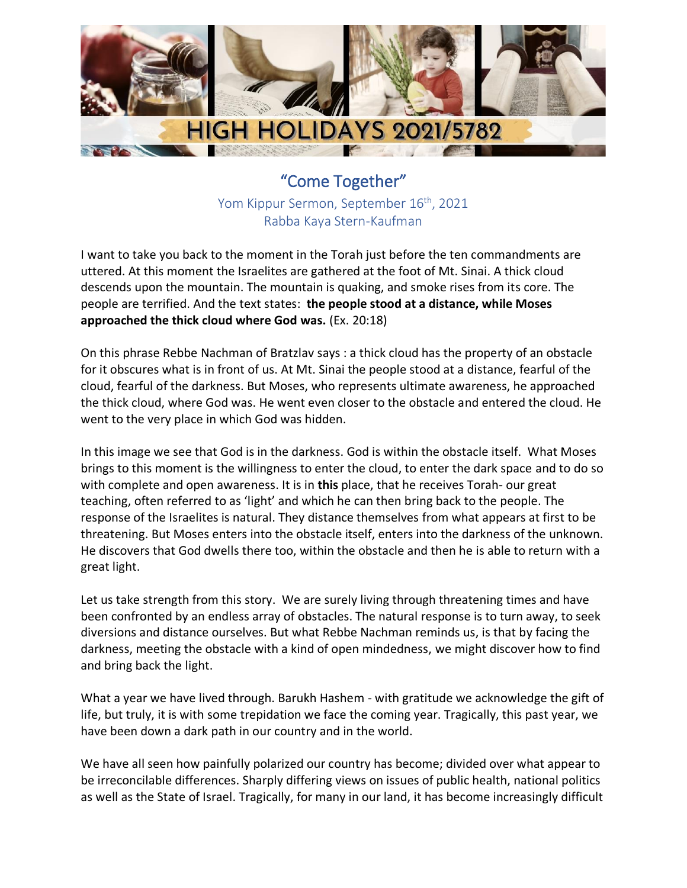HIGH HOLIDAYS 2021/5782

# "Come Together"

Yom Kippur Sermon, September 16th, 2021
Rabba Kaya Stern-Kaufman

I want to take you back to the moment in the Torah just before the ten commandments are uttered. At this moment the Israelites are gathered at the foot of Mt. Sinai. A thick cloud descends upon the mountain. The mountain is quaking, and smoke rises from its core. The people are terrified. And the text states: **the people stood at a distance, while Moses approached the thick cloud where God was.** (Ex. 20:18)

On this phrase Rebbe Nachman of Bratzlav says : a thick cloud has the property of an obstacle for it obscures what is in front of us. At Mt. Sinai the people stood at a distance, fearful of the cloud, fearful of the darkness. But Moses, who represents ultimate awareness, he approached the thick cloud, where God was. He went even closer to the obstacle and entered the cloud. He went to the very place in which God was hidden.

In this image we see that God is in the darkness. God is within the obstacle itself. What Moses brings to this moment is the willingness to enter the cloud, to enter the dark space and to do so with complete and open awareness. It is in **this** place, that he receives Torah- our great teaching, often referred to as 'light' and which he can then bring back to the people. The response of the Israelites is natural. They distance themselves from what appears at first to be threatening. But Moses enters into the obstacle itself, enters into the darkness of the unknown. He discovers that God dwells there too, within the obstacle and then he is able to return with a great light.

Let us take strength from this story. We are surely living through threatening times and have been confronted by an endless array of obstacles. The natural response is to turn away, to seek diversions and distance ourselves. But what Rebbe Nachman reminds us, is that by facing the darkness, meeting the obstacle with a kind of open mindedness, we might discover how to find and bring back the light.

What a year we have lived through. Barukh Hashem - with gratitude we acknowledge the gift of life, but truly, it is with some trepidation we face the coming year. Tragically, this past year, we have been down a dark path in our country and in the world.

We have all seen how painfully polarized our country has become; divided over what appear to be irreconcilable differences. Sharply differing views on issues of public health, national politics as well as the State of Israel. Tragically, for many in our land, it has become increasingly difficult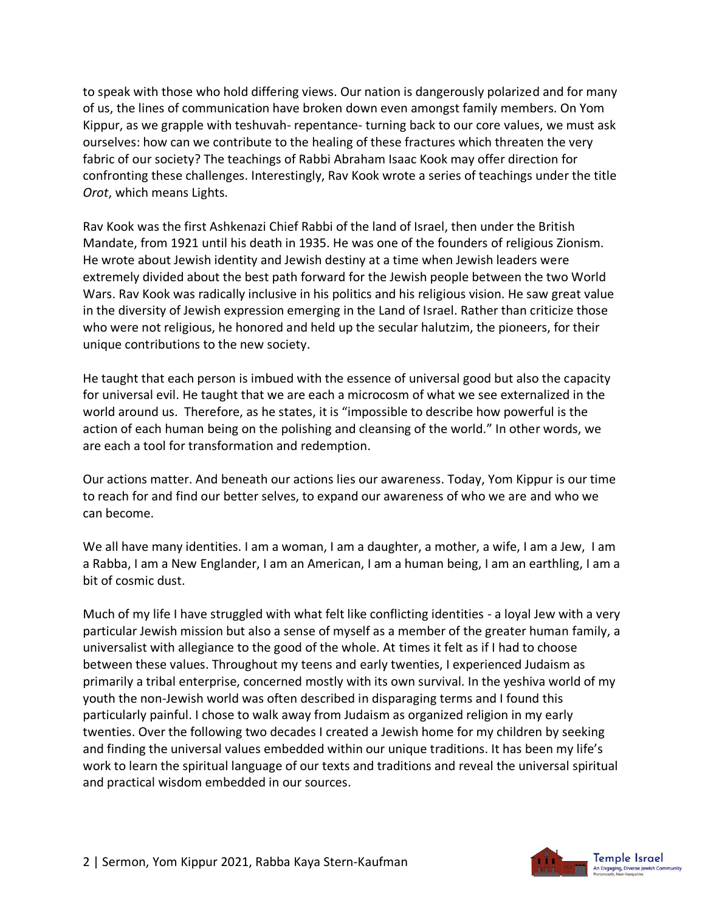to speak with those who hold differing views. Our nation is dangerously polarized and for many of us, the lines of communication have broken down even amongst family members. On Yom Kippur, as we grapple with teshuvah- repentance- turning back to our core values, we must ask ourselves: how can we contribute to the healing of these fractures which threaten the very fabric of our society? The teachings of Rabbi Abraham Isaac Kook may offer direction for confronting these challenges. Interestingly, Rav Kook wrote a series of teachings under the title *Orot*, which means Lights.

Rav Kook was the first Ashkenazi Chief Rabbi of the land of Israel, then under the British Mandate, from 1921 until his death in 1935. He was one of the founders of religious Zionism. He wrote about Jewish identity and Jewish destiny at a time when Jewish leaders were extremely divided about the best path forward for the Jewish people between the two World Wars. Rav Kook was radically inclusive in his politics and his religious vision. He saw great value in the diversity of Jewish expression emerging in the Land of Israel. Rather than criticize those who were not religious, he honored and held up the secular halutzim, the pioneers, for their unique contributions to the new society.

He taught that each person is imbued with the essence of universal good but also the capacity for universal evil. He taught that we are each a microcosm of what we see externalized in the world around us. Therefore, as he states, it is "impossible to describe how powerful is the action of each human being on the polishing and cleansing of the world." In other words, we are each a tool for transformation and redemption.

Our actions matter. And beneath our actions lies our awareness. Today, Yom Kippur is our time to reach for and find our better selves, to expand our awareness of who we are and who we can become.

We all have many identities. I am a woman, I am a daughter, a mother, a wife, I am a Jew, I am a Rabba, I am a New Englander, I am an American, I am a human being, I am an earthling, I am a bit of cosmic dust.

Much of my life I have struggled with what felt like conflicting identities - a loyal Jew with a very particular Jewish mission but also a sense of myself as a member of the greater human family, a universalist with allegiance to the good of the whole. At times it felt as if I had to choose between these values. Throughout my teens and early twenties, I experienced Judaism as primarily a tribal enterprise, concerned mostly with its own survival. In the yeshiva world of my youth the non-Jewish world was often described in disparaging terms and I found this particularly painful. I chose to walk away from Judaism as organized religion in my early twenties. Over the following two decades I created a Jewish home for my children by seeking and finding the universal values embedded within our unique traditions. It has been my life's work to learn the spiritual language of our texts and traditions and reveal the universal spiritual and practical wisdom embedded in our sources.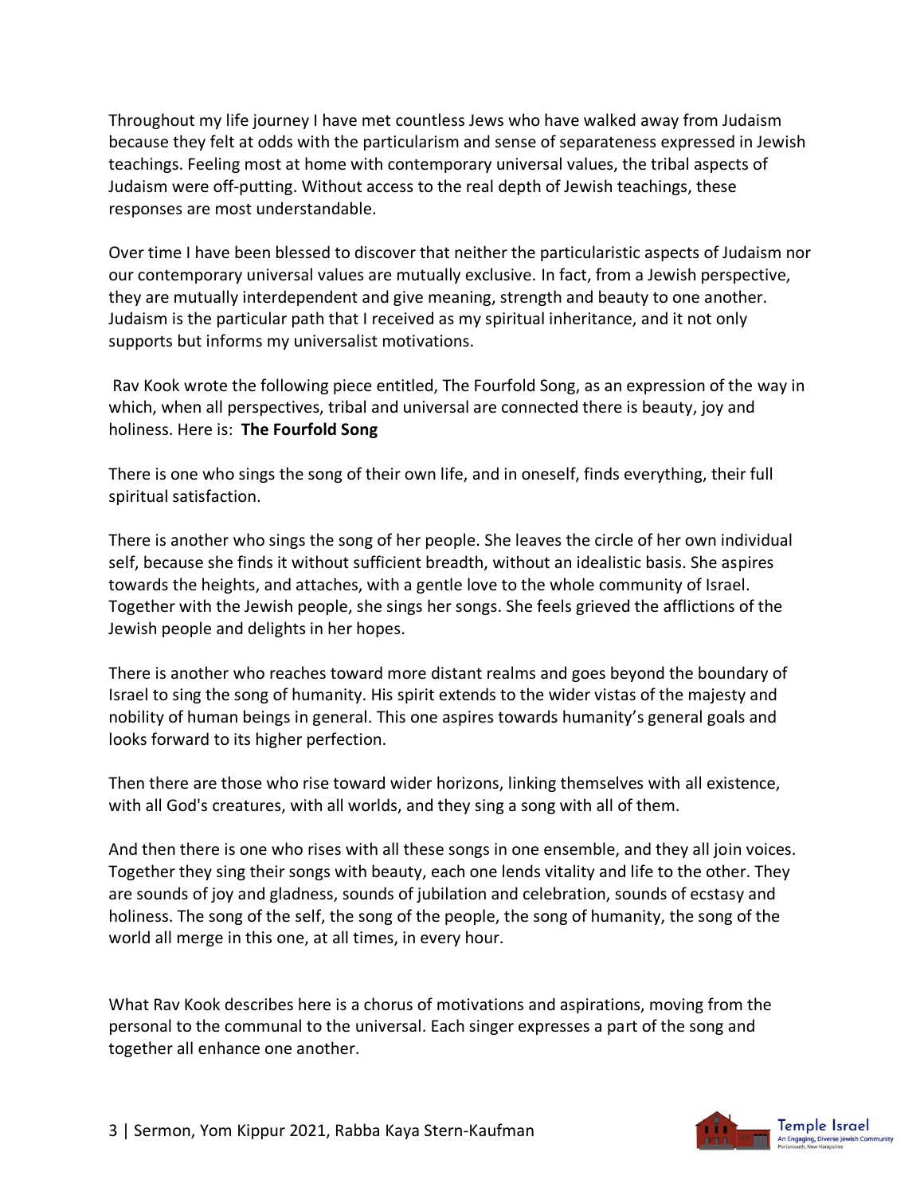Throughout my life journey I have met countless Jews who have walked away from Judaism because they felt at odds with the particularism and sense of separateness expressed in Jewish teachings. Feeling most at home with contemporary universal values, the tribal aspects of Judaism were off-putting. Without access to the real depth of Jewish teachings, these responses are most understandable.

Over time I have been blessed to discover that neither the particularistic aspects of Judaism nor our contemporary universal values are mutually exclusive. In fact, from a Jewish perspective, they are mutually interdependent and give meaning, strength and beauty to one another. Judaism is the particular path that I received as my spiritual inheritance, and it not only supports but informs my universalist motivations.

Rav Kook wrote the following piece entitled, The Fourfold Song, as an expression of the way in which, when all perspectives, tribal and universal are connected there is beauty, joy and holiness. Here is: **The Fourfold Song**

There is one who sings the song of their own life, and in oneself, finds everything, their full spiritual satisfaction.

There is another who sings the song of her people. She leaves the circle of her own individual self, because she finds it without sufficient breadth, without an idealistic basis. She aspires towards the heights, and attaches, with a gentle love to the whole community of Israel. Together with the Jewish people, she sings her songs. She feels grieved the afflictions of the Jewish people and delights in her hopes.

There is another who reaches toward more distant realms and goes beyond the boundary of Israel to sing the song of humanity. His spirit extends to the wider vistas of the majesty and nobility of human beings in general. This one aspires towards humanity's general goals and looks forward to its higher perfection.

Then there are those who rise toward wider horizons, linking themselves with all existence, with all God's creatures, with all worlds, and they sing a song with all of them.

And then there is one who rises with all these songs in one ensemble, and they all join voices. Together they sing their songs with beauty, each one lends vitality and life to the other. They are sounds of joy and gladness, sounds of jubilation and celebration, sounds of ecstasy and holiness. The song of the self, the song of the people, the song of humanity, the song of the world all merge in this one, at all times, in every hour.

What Rav Kook describes here is a chorus of motivations and aspirations, moving from the personal to the communal to the universal. Each singer expresses a part of the song and together all enhance one another.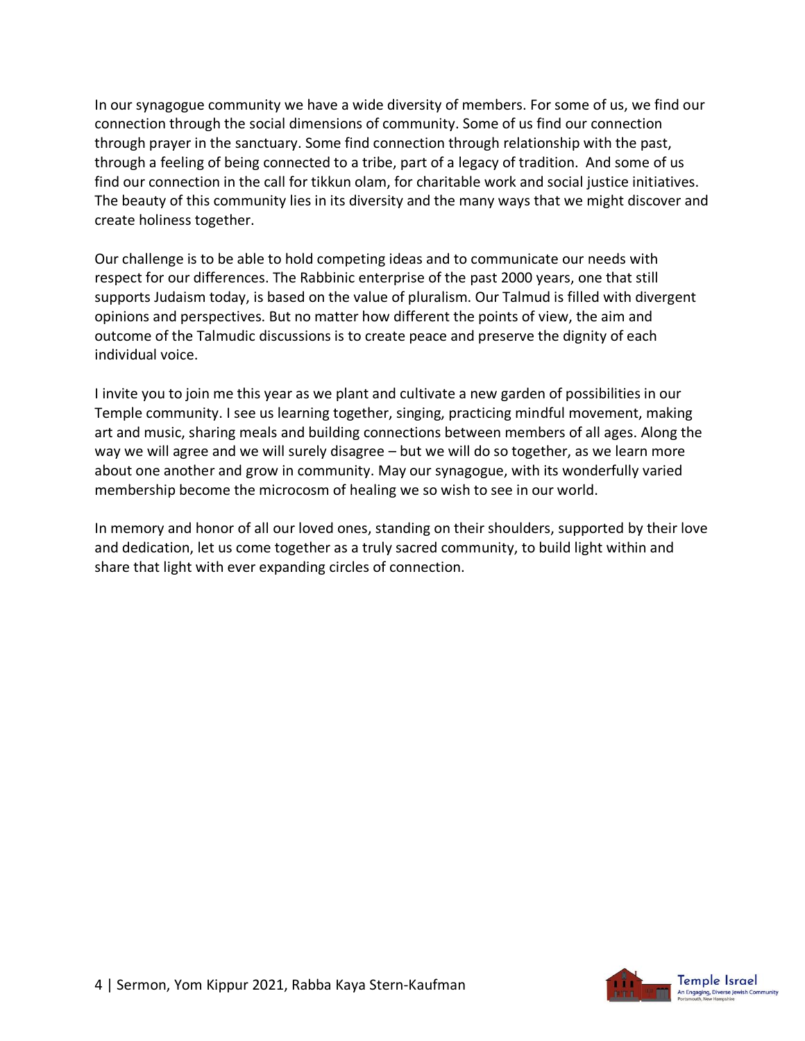In our synagogue community we have a wide diversity of members. For some of us, we find our connection through the social dimensions of community. Some of us find our connection through prayer in the sanctuary. Some find connection through relationship with the past, through a feeling of being connected to a tribe, part of a legacy of tradition. And some of us find our connection in the call for tikkun olam, for charitable work and social justice initiatives. The beauty of this community lies in its diversity and the many ways that we might discover and create holiness together.

Our challenge is to be able to hold competing ideas and to communicate our needs with respect for our differences. The Rabbinic enterprise of the past 2000 years, one that still supports Judaism today, is based on the value of pluralism. Our Talmud is filled with divergent opinions and perspectives. But no matter how different the points of view, the aim and outcome of the Talmudic discussions is to create peace and preserve the dignity of each individual voice.

I invite you to join me this year as we plant and cultivate a new garden of possibilities in our Temple community. I see us learning together, singing, practicing mindful movement, making art and music, sharing meals and building connections between members of all ages. Along the way we will agree and we will surely disagree – but we will do so together, as we learn more about one another and grow in community. May our synagogue, with its wonderfully varied membership become the microcosm of healing we so wish to see in our world.

In memory and honor of all our loved ones, standing on their shoulders, supported by their love and dedication, let us come together as a truly sacred community, to build light within and share that light with ever expanding circles of connection.